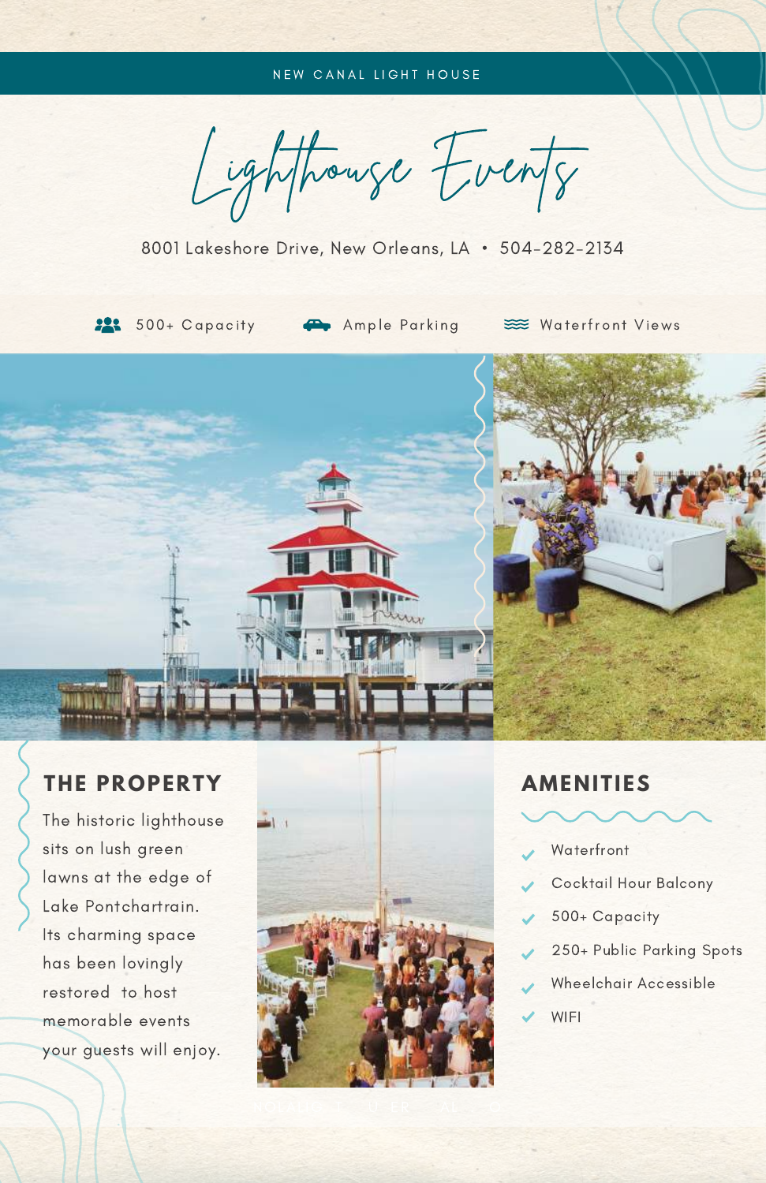NEW CANAL LIGHT HOUSE

# Lighthouse Events

8001 Lakeshore Drive, New Orleans, LA • 504-282-2134

500+ Capacity    Ample Parking    Waterfront Views

## THE PROPERTY

The historic lighthouse sits on lush green lawns at the edge of Lake Pontchartrain. Its charming space has been lovingly restored to host memorable events your guests will enjoy.

## AMENITIES

- Waterfront
- Cocktail Hour Balcony
- 500+ Capacity
- 250+ Public Parking Spots
- Wheelchair Accessible
- WIFI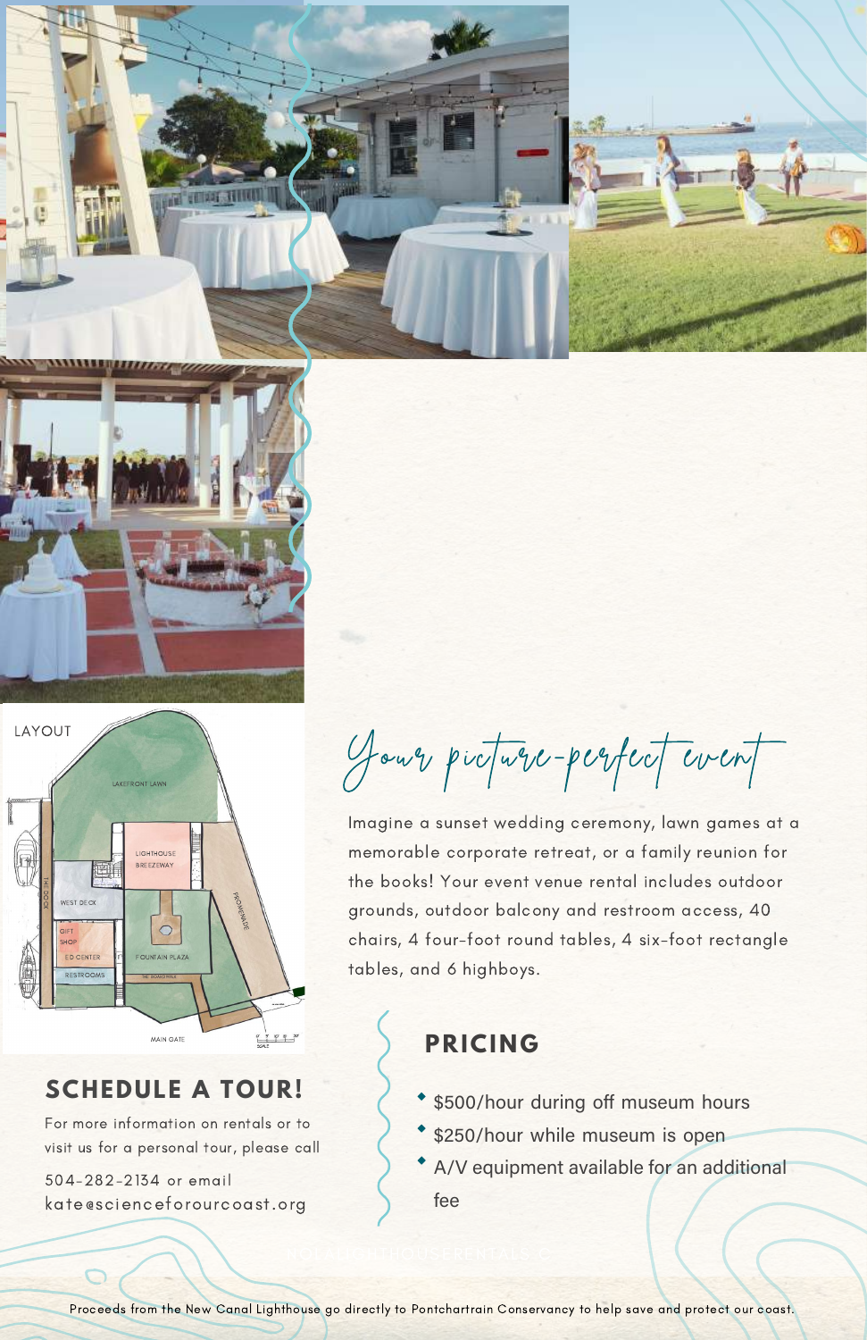## Your picture-perfect event

Imagine a sunset wedding ceremony, lawn games at a memorable corporate retreat, or a family reunion for the books! Your event venue rental includes outdoor grounds, outdoor balcony and restroom access, 40 chairs, 4 four-foot round tables, 4 six-foot rectangle tables, and 6 highboys.

## PRICING

- $500/hour during off museum hours
- $250/hour while museum is open
- A/V equipment available for an additional fee

## SCHEDULE A TOUR!

For more information on rentals or to visit us for a personal tour, please call

504-282-2134 or email kate@scienceforourcoast.org

Proceeds from the New Canal Lighthouse go directly to Pontchartrain Conservancy to help save and protect our coast.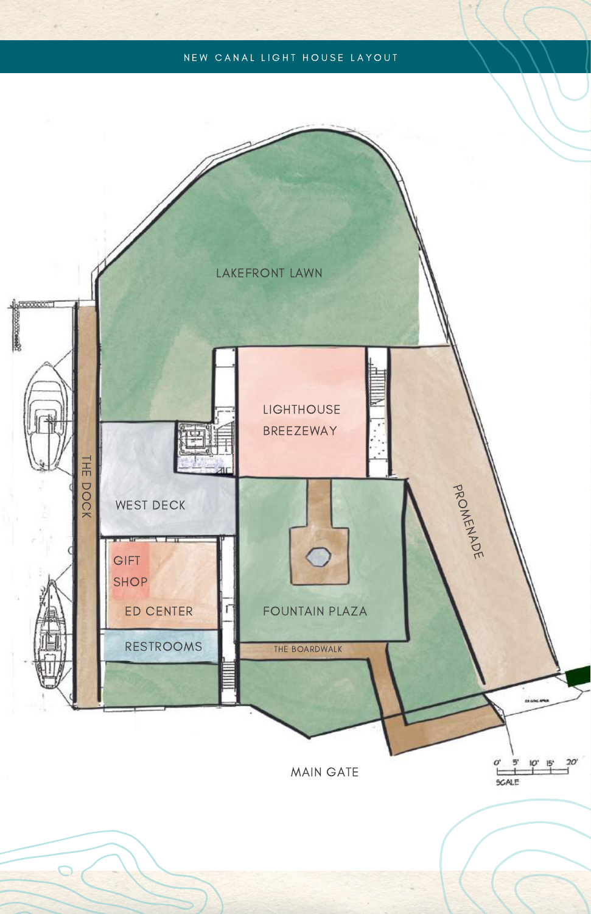# NEW CANAL LIGHT HOUSE LAYOUT

LAKEFRONT LAWN

LIGHTHOUSE BREEZEWAY

THE DOCK

WEST DECK

PROMENADE

GIFT SHOP

ED CENTER

FOUNTAIN PLAZA

RESTROOMS

THE BOARDWALK

MAIN GATE

0' 5' 10' 15' 20'

SCALE